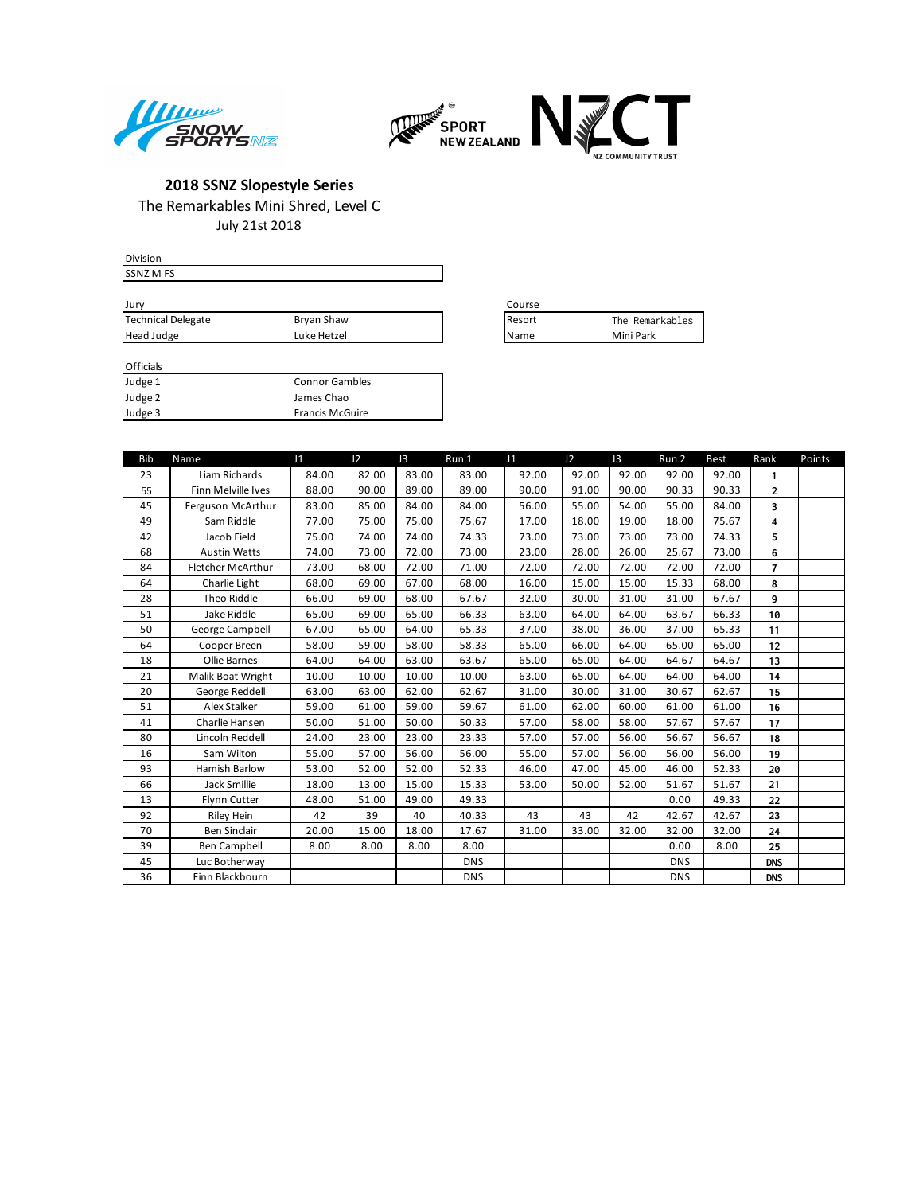## 2018 SSNZ Slopestyle Series

The Remarkables Mini Shred, Level C

July 21st 2018

| Division |
|---|
| SSNZ M FS |

| Jury | |
|---|---|
| Technical Delegate | Bryan Shaw |
| Head Judge | Luke Hetzel |

| Course | |
|---|---|
| Resort | The Remarkables |
| Name | Mini Park |

| Officials | |
|---|---|
| Judge 1 | Connor Gambles |
| Judge 2 | James Chao |
| Judge 3 | Francis McGuire |

| Bib | Name | J1 | J2 | J3 | Run 1 | J1 | J2 | J3 | Run 2 | Best | Rank | Points |
|---|---|---|---|---|---|---|---|---|---|---|---|---|
| 23 | Liam Richards | 84.00 | 82.00 | 83.00 | 83.00 | 92.00 | 92.00 | 92.00 | 92.00 | 92.00 | 1 | |
| 55 | Finn Melville Ives | 88.00 | 90.00 | 89.00 | 89.00 | 90.00 | 91.00 | 90.00 | 90.33 | 90.33 | 2 | |
| 45 | Ferguson McArthur | 83.00 | 85.00 | 84.00 | 84.00 | 56.00 | 55.00 | 54.00 | 55.00 | 84.00 | 3 | |
| 49 | Sam Riddle | 77.00 | 75.00 | 75.00 | 75.67 | 17.00 | 18.00 | 19.00 | 18.00 | 75.67 | 4 | |
| 42 | Jacob Field | 75.00 | 74.00 | 74.00 | 74.33 | 73.00 | 73.00 | 73.00 | 73.00 | 74.33 | 5 | |
| 68 | Austin Watts | 74.00 | 73.00 | 72.00 | 73.00 | 23.00 | 28.00 | 26.00 | 25.67 | 73.00 | 6 | |
| 84 | Fletcher McArthur | 73.00 | 68.00 | 72.00 | 71.00 | 72.00 | 72.00 | 72.00 | 72.00 | 72.00 | 7 | |
| 64 | Charlie Light | 68.00 | 69.00 | 67.00 | 68.00 | 16.00 | 15.00 | 15.00 | 15.33 | 68.00 | 8 | |
| 28 | Theo Riddle | 66.00 | 69.00 | 68.00 | 67.67 | 32.00 | 30.00 | 31.00 | 31.00 | 67.67 | 9 | |
| 51 | Jake Riddle | 65.00 | 69.00 | 65.00 | 66.33 | 63.00 | 64.00 | 64.00 | 63.67 | 66.33 | 10 | |
| 50 | George Campbell | 67.00 | 65.00 | 64.00 | 65.33 | 37.00 | 38.00 | 36.00 | 37.00 | 65.33 | 11 | |
| 64 | Cooper Breen | 58.00 | 59.00 | 58.00 | 58.33 | 65.00 | 66.00 | 64.00 | 65.00 | 65.00 | 12 | |
| 18 | Ollie Barnes | 64.00 | 64.00 | 63.00 | 63.67 | 65.00 | 65.00 | 64.00 | 64.67 | 64.67 | 13 | |
| 21 | Malik Boat Wright | 10.00 | 10.00 | 10.00 | 10.00 | 63.00 | 65.00 | 64.00 | 64.00 | 64.00 | 14 | |
| 20 | George Reddell | 63.00 | 63.00 | 62.00 | 62.67 | 31.00 | 30.00 | 31.00 | 30.67 | 62.67 | 15 | |
| 51 | Alex Stalker | 59.00 | 61.00 | 59.00 | 59.67 | 61.00 | 62.00 | 60.00 | 61.00 | 61.00 | 16 | |
| 41 | Charlie Hansen | 50.00 | 51.00 | 50.00 | 50.33 | 57.00 | 58.00 | 58.00 | 57.67 | 57.67 | 17 | |
| 80 | Lincoln Reddell | 24.00 | 23.00 | 23.00 | 23.33 | 57.00 | 57.00 | 56.00 | 56.67 | 56.67 | 18 | |
| 16 | Sam Wilton | 55.00 | 57.00 | 56.00 | 56.00 | 55.00 | 57.00 | 56.00 | 56.00 | 56.00 | 19 | |
| 93 | Hamish Barlow | 53.00 | 52.00 | 52.00 | 52.33 | 46.00 | 47.00 | 45.00 | 46.00 | 52.33 | 20 | |
| 66 | Jack Smillie | 18.00 | 13.00 | 15.00 | 15.33 | 53.00 | 50.00 | 52.00 | 51.67 | 51.67 | 21 | |
| 13 | Flynn Cutter | 48.00 | 51.00 | 49.00 | 49.33 | | | | 0.00 | 49.33 | 22 | |
| 92 | Riley Hein | 42 | 39 | 40 | 40.33 | 43 | 43 | 42 | 42.67 | 42.67 | 23 | |
| 70 | Ben Sinclair | 20.00 | 15.00 | 18.00 | 17.67 | 31.00 | 33.00 | 32.00 | 32.00 | 32.00 | 24 | |
| 39 | Ben Campbell | 8.00 | 8.00 | 8.00 | 8.00 | | | | 0.00 | 8.00 | 25 | |
| 45 | Luc Botherway | | | | DNS | | | | DNS | | DNS | |
| 36 | Finn Blackbourn | | | | DNS | | | | DNS | | DNS | |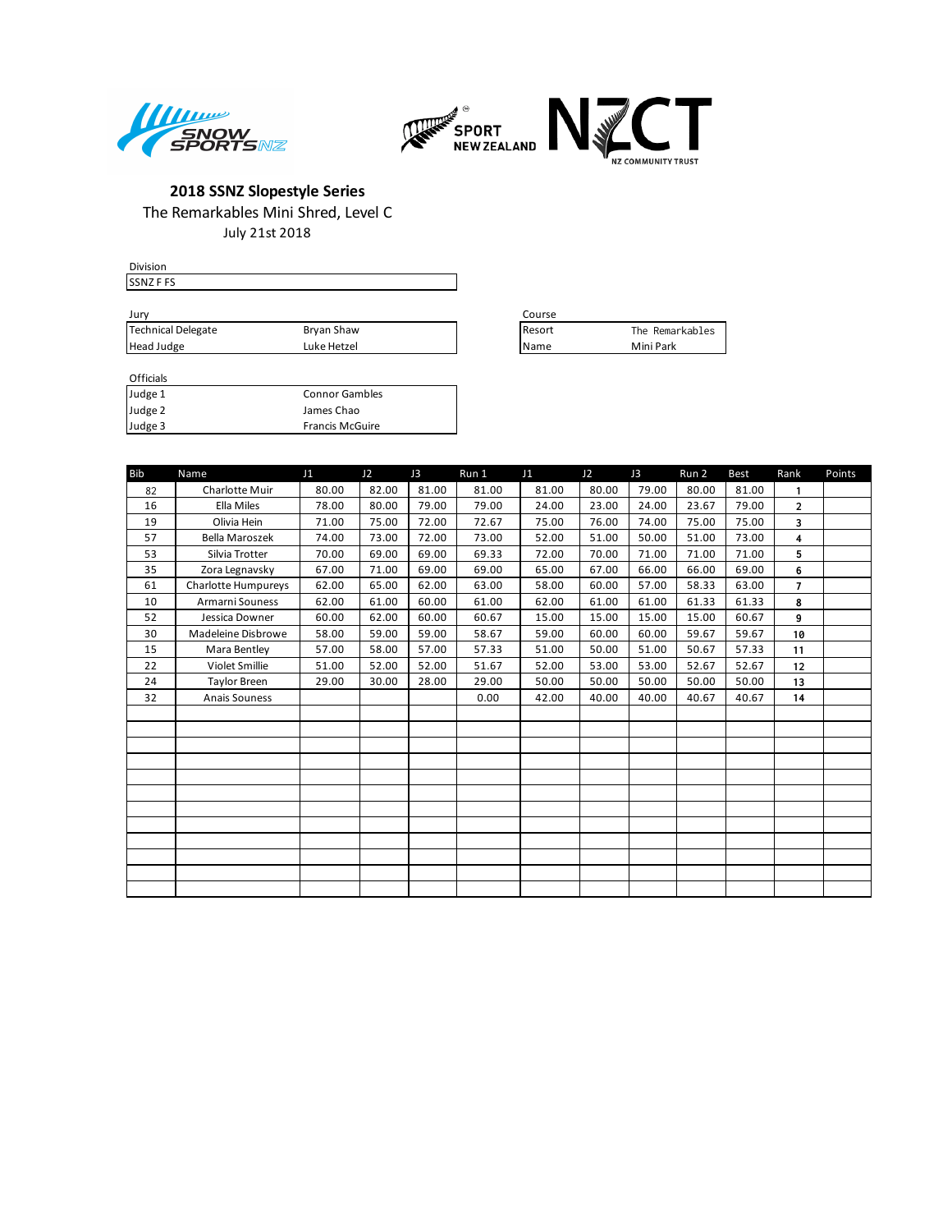## 2018 SSNZ Slopestyle Series

The Remarkables Mini Shred, Level C

July 21st 2018

| Division |
|---|
| SSNZ F FS |

| Jury | |
|---|---|
| Technical Delegate | Bryan Shaw |
| Head Judge | Luke Hetzel |

| Course | |
|---|---|
| Resort | The Remarkables |
| Name | Mini Park |

| Officials | |
|---|---|
| Judge 1 | Connor Gambles |
| Judge 2 | James Chao |
| Judge 3 | Francis McGuire |

| Bib | Name | J1 | J2 | J3 | Run 1 | J1 | J2 | J3 | Run 2 | Best | Rank | Points |
|---|---|---|---|---|---|---|---|---|---|---|---|---|
| 82 | Charlotte Muir | 80.00 | 82.00 | 81.00 | 81.00 | 81.00 | 80.00 | 79.00 | 80.00 | 81.00 | 1 | |
| 16 | Ella Miles | 78.00 | 80.00 | 79.00 | 79.00 | 24.00 | 23.00 | 24.00 | 23.67 | 79.00 | 2 | |
| 19 | Olivia Hein | 71.00 | 75.00 | 72.00 | 72.67 | 75.00 | 76.00 | 74.00 | 75.00 | 75.00 | 3 | |
| 57 | Bella Maroszek | 74.00 | 73.00 | 72.00 | 73.00 | 52.00 | 51.00 | 50.00 | 51.00 | 73.00 | 4 | |
| 53 | Silvia Trotter | 70.00 | 69.00 | 69.00 | 69.33 | 72.00 | 70.00 | 71.00 | 71.00 | 71.00 | 5 | |
| 35 | Zora Legnavsky | 67.00 | 71.00 | 69.00 | 69.00 | 65.00 | 67.00 | 66.00 | 66.00 | 69.00 | 6 | |
| 61 | Charlotte Humpureys | 62.00 | 65.00 | 62.00 | 63.00 | 58.00 | 60.00 | 57.00 | 58.33 | 63.00 | 7 | |
| 10 | Armarni Souness | 62.00 | 61.00 | 60.00 | 61.00 | 62.00 | 61.00 | 61.00 | 61.33 | 61.33 | 8 | |
| 52 | Jessica Downer | 60.00 | 62.00 | 60.00 | 60.67 | 15.00 | 15.00 | 15.00 | 15.00 | 60.67 | 9 | |
| 30 | Madeleine Disbrowe | 58.00 | 59.00 | 59.00 | 58.67 | 59.00 | 60.00 | 60.00 | 59.67 | 59.67 | 10 | |
| 15 | Mara Bentley | 57.00 | 58.00 | 57.00 | 57.33 | 51.00 | 50.00 | 51.00 | 50.67 | 57.33 | 11 | |
| 22 | Violet Smillie | 51.00 | 52.00 | 52.00 | 51.67 | 52.00 | 53.00 | 53.00 | 52.67 | 52.67 | 12 | |
| 24 | Taylor Breen | 29.00 | 30.00 | 28.00 | 29.00 | 50.00 | 50.00 | 50.00 | 50.00 | 50.00 | 13 | |
| 32 | Anais Souness | | | | 0.00 | 42.00 | 40.00 | 40.00 | 40.67 | 40.67 | 14 | |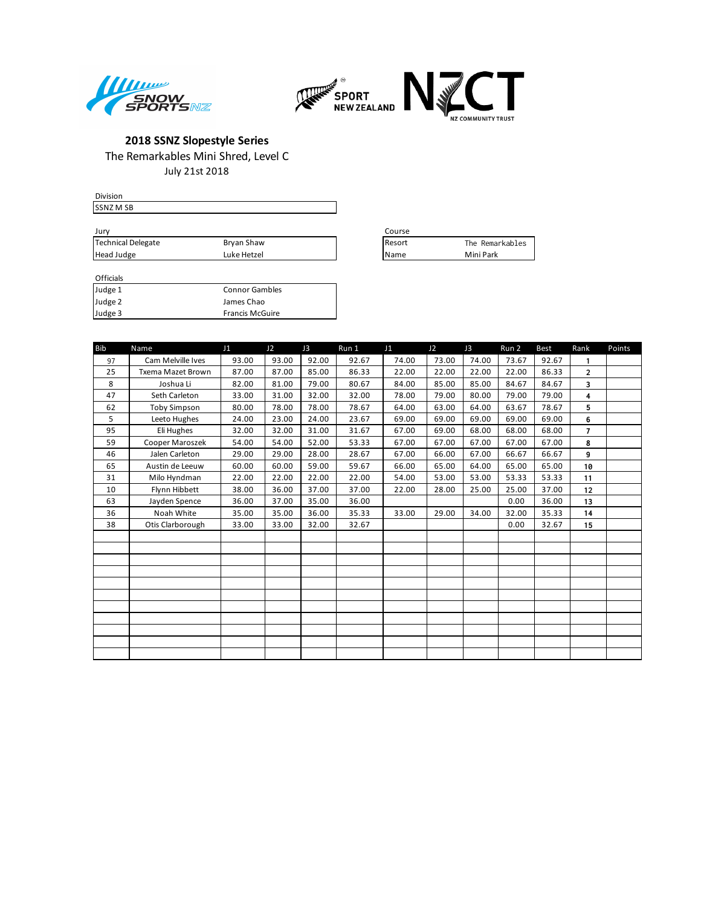## 2018 SSNZ Slopestyle Series

The Remarkables Mini Shred, Level C

July 21st 2018

| Division | |
|---|---|
| SSNZ M SB | |

| Jury | |
|---|---|
| Technical Delegate | Bryan Shaw |
| Head Judge | Luke Hetzel |

| Course | |
|---|---|
| Resort | The Remarkables |
| Name | Mini Park |

| Officials | |
|---|---|
| Judge 1 | Connor Gambles |
| Judge 2 | James Chao |
| Judge 3 | Francis McGuire |

| Bib | Name | J1 | J2 | J3 | Run 1 | J1 | J2 | J3 | Run 2 | Best | Rank | Points |
|---|---|---|---|---|---|---|---|---|---|---|---|---|
| 97 | Cam Melville Ives | 93.00 | 93.00 | 92.00 | 92.67 | 74.00 | 73.00 | 74.00 | 73.67 | 92.67 | 1 | |
| 25 | Txema Mazet Brown | 87.00 | 87.00 | 85.00 | 86.33 | 22.00 | 22.00 | 22.00 | 22.00 | 86.33 | 2 | |
| 8 | Joshua Li | 82.00 | 81.00 | 79.00 | 80.67 | 84.00 | 85.00 | 85.00 | 84.67 | 84.67 | 3 | |
| 47 | Seth Carleton | 33.00 | 31.00 | 32.00 | 32.00 | 78.00 | 79.00 | 80.00 | 79.00 | 79.00 | 4 | |
| 62 | Toby Simpson | 80.00 | 78.00 | 78.00 | 78.67 | 64.00 | 63.00 | 64.00 | 63.67 | 78.67 | 5 | |
| 5 | Leeto Hughes | 24.00 | 23.00 | 24.00 | 23.67 | 69.00 | 69.00 | 69.00 | 69.00 | 69.00 | 6 | |
| 95 | Eli Hughes | 32.00 | 32.00 | 31.00 | 31.67 | 67.00 | 69.00 | 68.00 | 68.00 | 68.00 | 7 | |
| 59 | Cooper Maroszek | 54.00 | 54.00 | 52.00 | 53.33 | 67.00 | 67.00 | 67.00 | 67.00 | 67.00 | 8 | |
| 46 | Jalen Carleton | 29.00 | 29.00 | 28.00 | 28.67 | 67.00 | 66.00 | 67.00 | 66.67 | 66.67 | 9 | |
| 65 | Austin de Leeuw | 60.00 | 60.00 | 59.00 | 59.67 | 66.00 | 65.00 | 64.00 | 65.00 | 65.00 | 10 | |
| 31 | Milo Hyndman | 22.00 | 22.00 | 22.00 | 22.00 | 54.00 | 53.00 | 53.00 | 53.33 | 53.33 | 11 | |
| 10 | Flynn Hibbett | 38.00 | 36.00 | 37.00 | 37.00 | 22.00 | 28.00 | 25.00 | 25.00 | 37.00 | 12 | |
| 63 | Jayden Spence | 36.00 | 37.00 | 35.00 | 36.00 | | | | 0.00 | 36.00 | 13 | |
| 36 | Noah White | 35.00 | 35.00 | 36.00 | 35.33 | 33.00 | 29.00 | 34.00 | 32.00 | 35.33 | 14 | |
| 38 | Otis Clarborough | 33.00 | 33.00 | 32.00 | 32.67 | | | | 0.00 | 32.67 | 15 | |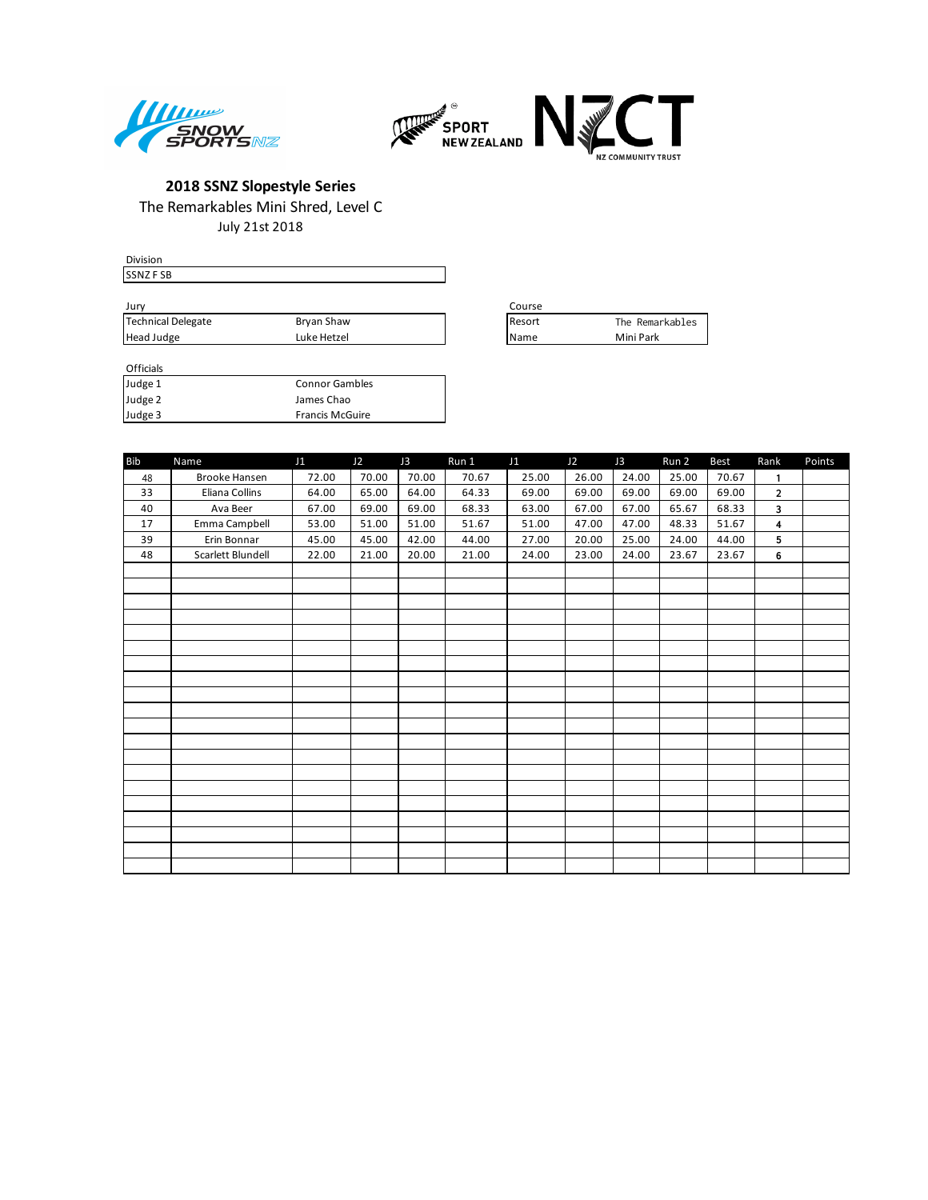## 2018 SSNZ Slopestyle Series

The Remarkables Mini Shred, Level C

July 21st 2018

| Division |
|---|
| SSNZ F SB |

| Jury | |
|---|---|
| Technical Delegate | Bryan Shaw |
| Head Judge | Luke Hetzel |

| Course | |
|---|---|
| Resort | The Remarkables |
| Name | Mini Park |

| Officials | |
|---|---|
| Judge 1 | Connor Gambles |
| Judge 2 | James Chao |
| Judge 3 | Francis McGuire |

| Bib | Name | J1 | J2 | J3 | Run 1 | J1 | J2 | J3 | Run 2 | Best | Rank | Points |
|---|---|---|---|---|---|---|---|---|---|---|---|---|
| 48 | Brooke Hansen | 72.00 | 70.00 | 70.00 | 70.67 | 25.00 | 26.00 | 24.00 | 25.00 | 70.67 | 1 | |
| 33 | Eliana Collins | 64.00 | 65.00 | 64.00 | 64.33 | 69.00 | 69.00 | 69.00 | 69.00 | 69.00 | 2 | |
| 40 | Ava Beer | 67.00 | 69.00 | 69.00 | 68.33 | 63.00 | 67.00 | 67.00 | 65.67 | 68.33 | 3 | |
| 17 | Emma Campbell | 53.00 | 51.00 | 51.00 | 51.67 | 51.00 | 47.00 | 47.00 | 48.33 | 51.67 | 4 | |
| 39 | Erin Bonnar | 45.00 | 45.00 | 42.00 | 44.00 | 27.00 | 20.00 | 25.00 | 24.00 | 44.00 | 5 | |
| 48 | Scarlett Blundell | 22.00 | 21.00 | 20.00 | 21.00 | 24.00 | 23.00 | 24.00 | 23.67 | 23.67 | 6 | |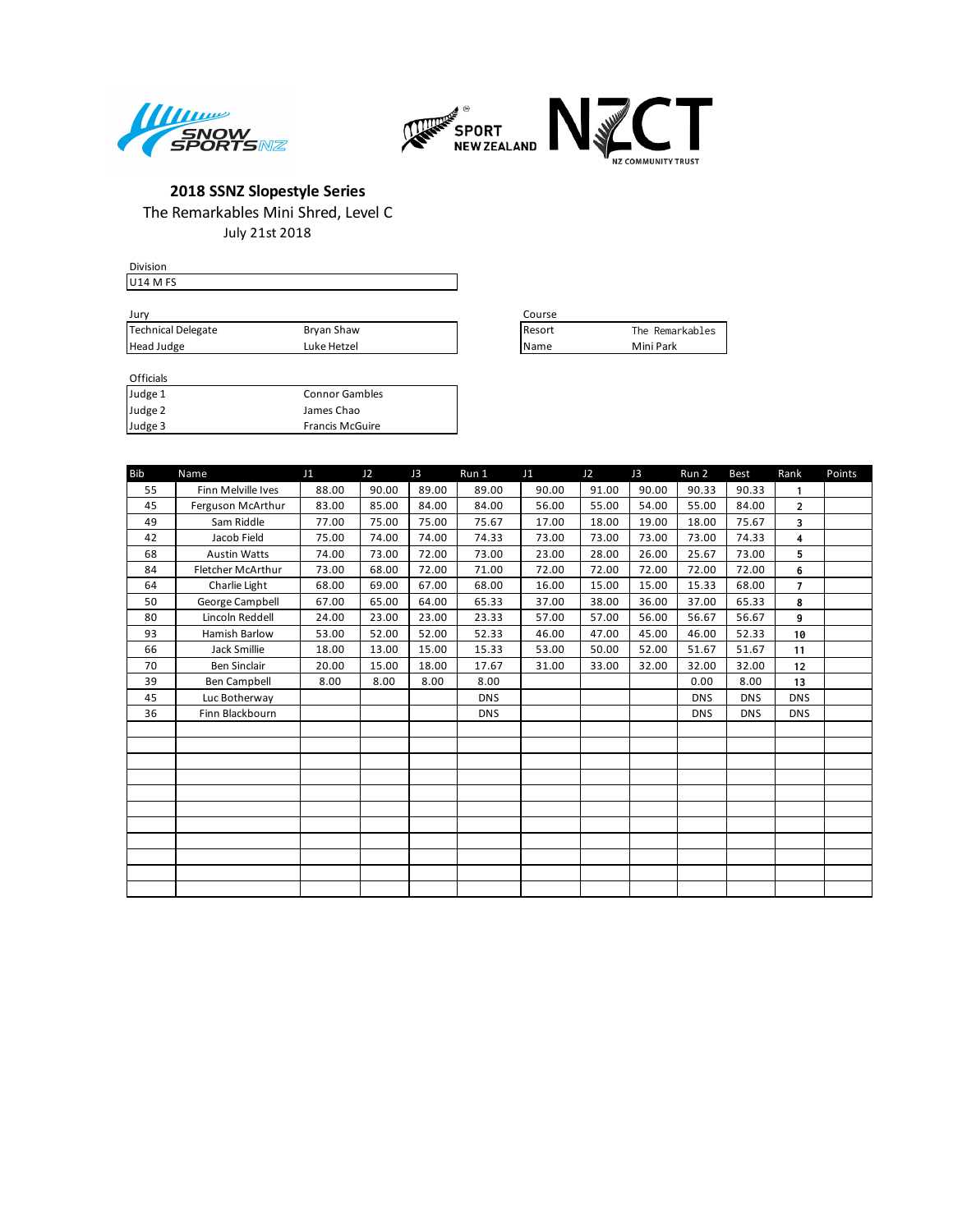**2018 SSNZ Slopestyle Series**

The Remarkables Mini Shred, Level C

July 21st 2018

| Division |
| --- |
| U14 M FS |

| Jury | |
| --- | --- |
| Technical Delegate | Bryan Shaw |
| Head Judge | Luke Hetzel |

| Course | |
| --- | --- |
| Resort | The Remarkables |
| Name | Mini Park |

| Officials | |
| --- | --- |
| Judge 1 | Connor Gambles |
| Judge 2 | James Chao |
| Judge 3 | Francis McGuire |

| Bib | Name | J1 | J2 | J3 | Run 1 | J1 | J2 | J3 | Run 2 | Best | Rank | Points |
| --- | --- | --- | --- | --- | --- | --- | --- | --- | --- | --- | --- | --- |
| 55 | Finn Melville Ives | 88.00 | 90.00 | 89.00 | 89.00 | 90.00 | 91.00 | 90.00 | 90.33 | 90.33 | 1 | |
| 45 | Ferguson McArthur | 83.00 | 85.00 | 84.00 | 84.00 | 56.00 | 55.00 | 54.00 | 55.00 | 84.00 | 2 | |
| 49 | Sam Riddle | 77.00 | 75.00 | 75.00 | 75.67 | 17.00 | 18.00 | 19.00 | 18.00 | 75.67 | 3 | |
| 42 | Jacob Field | 75.00 | 74.00 | 74.00 | 74.33 | 73.00 | 73.00 | 73.00 | 73.00 | 74.33 | 4 | |
| 68 | Austin Watts | 74.00 | 73.00 | 72.00 | 73.00 | 23.00 | 28.00 | 26.00 | 25.67 | 73.00 | 5 | |
| 84 | Fletcher McArthur | 73.00 | 68.00 | 72.00 | 71.00 | 72.00 | 72.00 | 72.00 | 72.00 | 72.00 | 6 | |
| 64 | Charlie Light | 68.00 | 69.00 | 67.00 | 68.00 | 16.00 | 15.00 | 15.00 | 15.33 | 68.00 | 7 | |
| 50 | George Campbell | 67.00 | 65.00 | 64.00 | 65.33 | 37.00 | 38.00 | 36.00 | 37.00 | 65.33 | 8 | |
| 80 | Lincoln Reddell | 24.00 | 23.00 | 23.00 | 23.33 | 57.00 | 57.00 | 56.00 | 56.67 | 56.67 | 9 | |
| 93 | Hamish Barlow | 53.00 | 52.00 | 52.00 | 52.33 | 46.00 | 47.00 | 45.00 | 46.00 | 52.33 | 10 | |
| 66 | Jack Smillie | 18.00 | 13.00 | 15.00 | 15.33 | 53.00 | 50.00 | 52.00 | 51.67 | 51.67 | 11 | |
| 70 | Ben Sinclair | 20.00 | 15.00 | 18.00 | 17.67 | 31.00 | 33.00 | 32.00 | 32.00 | 32.00 | 12 | |
| 39 | Ben Campbell | 8.00 | 8.00 | 8.00 | 8.00 | | | | 0.00 | 8.00 | 13 | |
| 45 | Luc Botherway | | | | DNS | | | | DNS | DNS | DNS | |
| 36 | Finn Blackbourn | | | | DNS | | | | DNS | DNS | DNS | |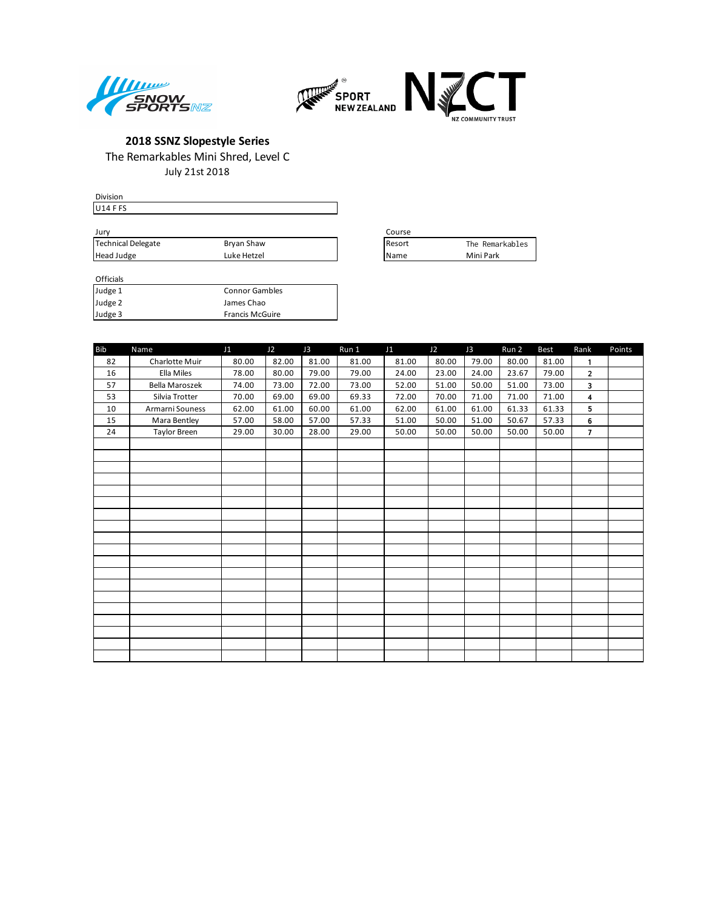**2018 SSNZ Slopestyle Series**

The Remarkables Mini Shred, Level C

July 21st 2018

| Division | |
|---|---|
| U14 F FS | |

| Jury | |
|---|---|
| Technical Delegate | Bryan Shaw |
| Head Judge | Luke Hetzel |

| Course | |
|---|---|
| Resort | The Remarkables |
| Name | Mini Park |

| Officials | |
|---|---|
| Judge 1 | Connor Gambles |
| Judge 2 | James Chao |
| Judge 3 | Francis McGuire |

| Bib | Name | J1 | J2 | J3 | Run 1 | J1 | J2 | J3 | Run 2 | Best | Rank | Points |
|---|---|---|---|---|---|---|---|---|---|---|---|---|
| 82 | Charlotte Muir | 80.00 | 82.00 | 81.00 | 81.00 | 81.00 | 80.00 | 79.00 | 80.00 | 81.00 | 1 | |
| 16 | Ella Miles | 78.00 | 80.00 | 79.00 | 79.00 | 24.00 | 23.00 | 24.00 | 23.67 | 79.00 | 2 | |
| 57 | Bella Maroszek | 74.00 | 73.00 | 72.00 | 73.00 | 52.00 | 51.00 | 50.00 | 51.00 | 73.00 | 3 | |
| 53 | Silvia Trotter | 70.00 | 69.00 | 69.00 | 69.33 | 72.00 | 70.00 | 71.00 | 71.00 | 71.00 | 4 | |
| 10 | Armarni Souness | 62.00 | 61.00 | 60.00 | 61.00 | 62.00 | 61.00 | 61.00 | 61.33 | 61.33 | 5 | |
| 15 | Mara Bentley | 57.00 | 58.00 | 57.00 | 57.33 | 51.00 | 50.00 | 51.00 | 50.67 | 57.33 | 6 | |
| 24 | Taylor Breen | 29.00 | 30.00 | 28.00 | 29.00 | 50.00 | 50.00 | 50.00 | 50.00 | 50.00 | 7 | |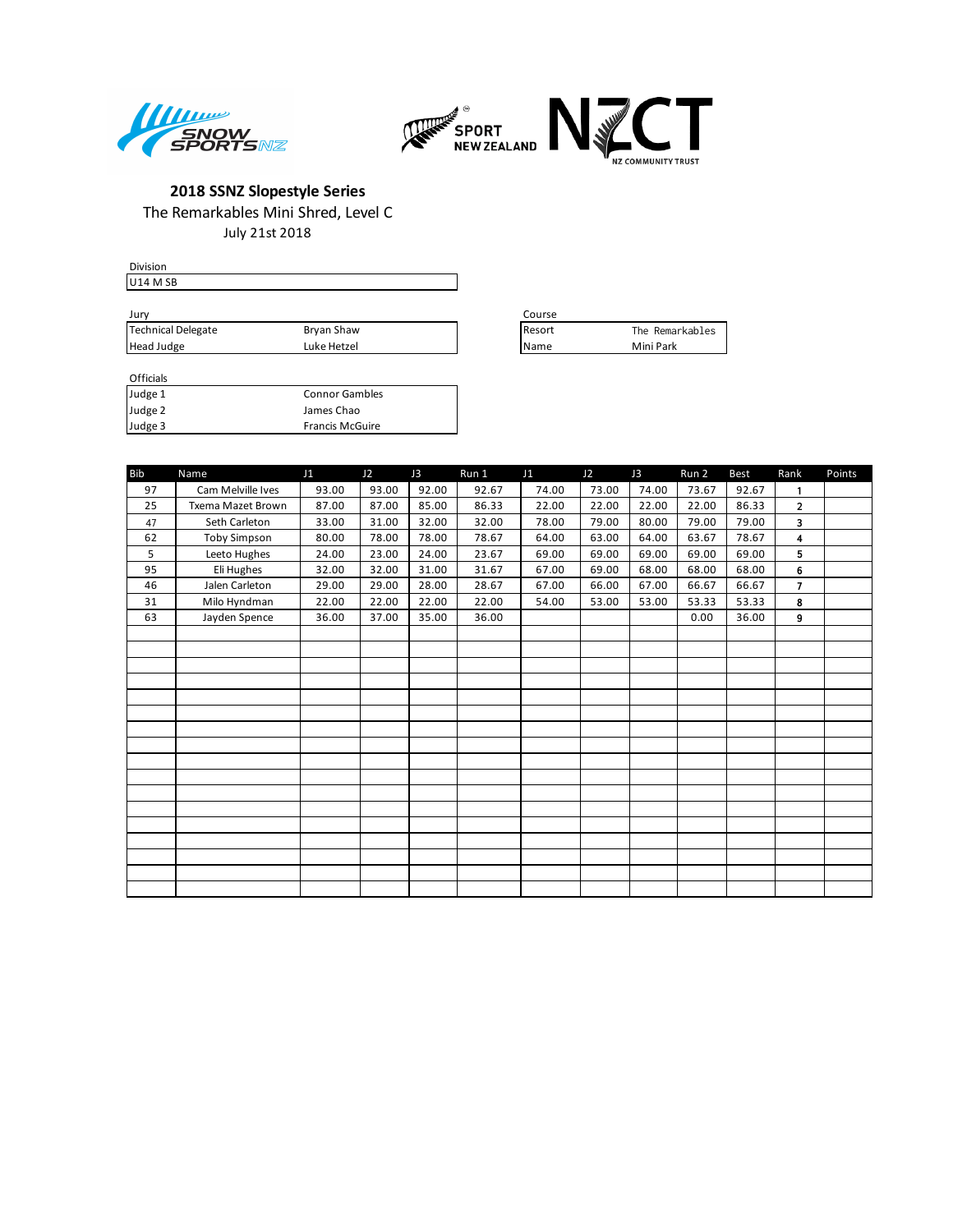## 2018 SSNZ Slopestyle Series

The Remarkables Mini Shred, Level C

July 21st 2018

| Division | |
|---|---|
| U14 M SB | |

| Jury | |
|---|---|
| Technical Delegate | Bryan Shaw |
| Head Judge | Luke Hetzel |

| Course | |
|---|---|
| Resort | The Remarkables |
| Name | Mini Park |

| Officials | |
|---|---|
| Judge 1 | Connor Gambles |
| Judge 2 | James Chao |
| Judge 3 | Francis McGuire |

| Bib | Name | J1 | J2 | J3 | Run 1 | J1 | J2 | J3 | Run 2 | Best | Rank | Points |
|---|---|---|---|---|---|---|---|---|---|---|---|---|
| 97 | Cam Melville Ives | 93.00 | 93.00 | 92.00 | 92.67 | 74.00 | 73.00 | 74.00 | 73.67 | 92.67 | 1 | |
| 25 | Txema Mazet Brown | 87.00 | 87.00 | 85.00 | 86.33 | 22.00 | 22.00 | 22.00 | 22.00 | 86.33 | 2 | |
| 47 | Seth Carleton | 33.00 | 31.00 | 32.00 | 32.00 | 78.00 | 79.00 | 80.00 | 79.00 | 79.00 | 3 | |
| 62 | Toby Simpson | 80.00 | 78.00 | 78.00 | 78.67 | 64.00 | 63.00 | 64.00 | 63.67 | 78.67 | 4 | |
| 5 | Leeto Hughes | 24.00 | 23.00 | 24.00 | 23.67 | 69.00 | 69.00 | 69.00 | 69.00 | 69.00 | 5 | |
| 95 | Eli Hughes | 32.00 | 32.00 | 31.00 | 31.67 | 67.00 | 69.00 | 68.00 | 68.00 | 68.00 | 6 | |
| 46 | Jalen Carleton | 29.00 | 29.00 | 28.00 | 28.67 | 67.00 | 66.00 | 67.00 | 66.67 | 66.67 | 7 | |
| 31 | Milo Hyndman | 22.00 | 22.00 | 22.00 | 22.00 | 54.00 | 53.00 | 53.00 | 53.33 | 53.33 | 8 | |
| 63 | Jayden Spence | 36.00 | 37.00 | 35.00 | 36.00 | | | | 0.00 | 36.00 | 9 | |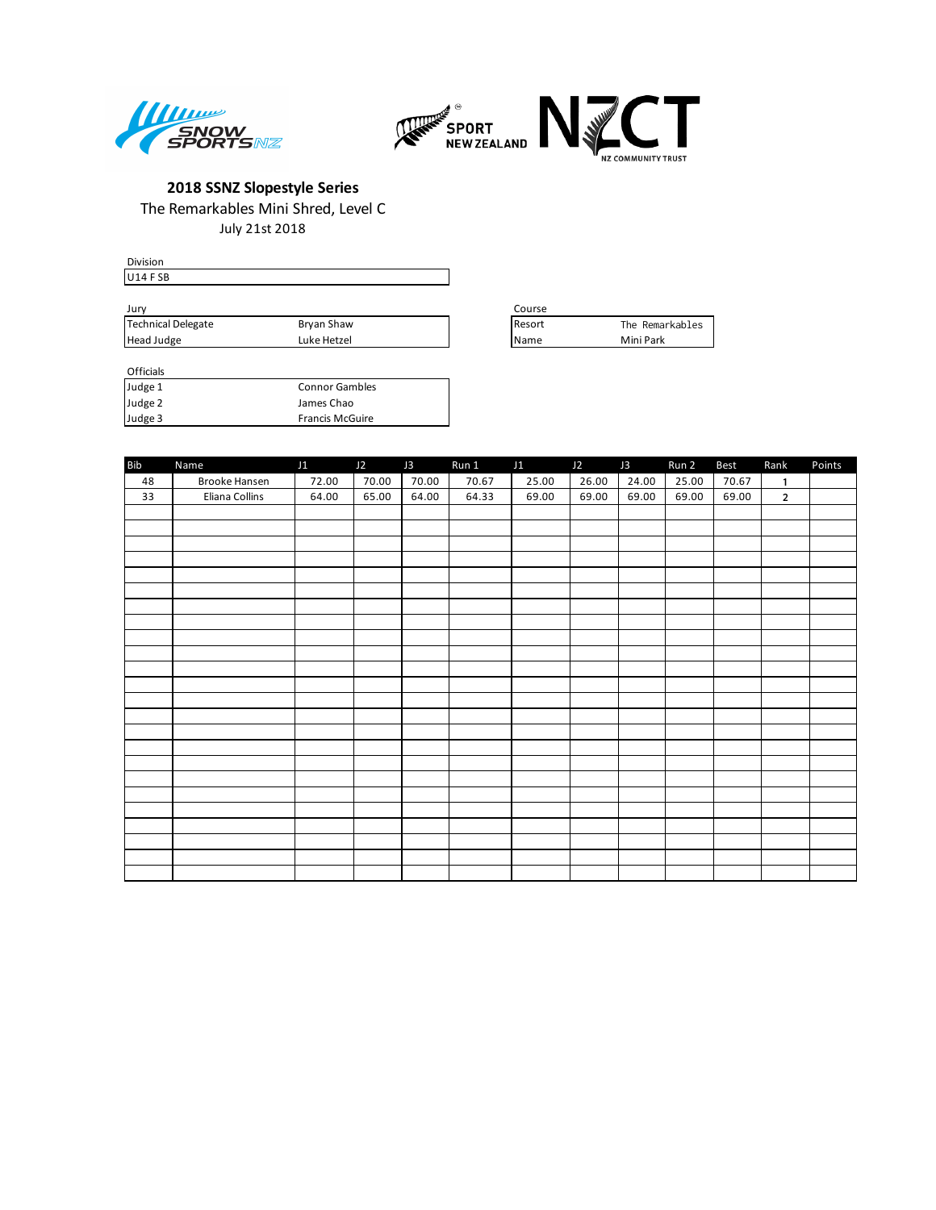**2018 SSNZ Slopestyle Series**

The Remarkables Mini Shred, Level C

July 21st 2018

Division

| U14 F SB |
|---|

Jury

| | |
|---|---|
| Technical Delegate | Bryan Shaw |
| Head Judge | Luke Hetzel |

Course

| | |
|---|---|
| Resort | The Remarkables |
| Name | Mini Park |

Officials

| | |
|---|---|
| Judge 1 | Connor Gambles |
| Judge 2 | James Chao |
| Judge 3 | Francis McGuire |

| Bib | Name | J1 | J2 | J3 | Run 1 | J1 | J2 | J3 | Run 2 | Best | Rank | Points |
|---|---|---|---|---|---|---|---|---|---|---|---|---|
| 48 | Brooke Hansen | 72.00 | 70.00 | 70.00 | 70.67 | 25.00 | 26.00 | 24.00 | 25.00 | 70.67 | 1 | |
| 33 | Eliana Collins | 64.00 | 65.00 | 64.00 | 64.33 | 69.00 | 69.00 | 69.00 | 69.00 | 69.00 | 2 | |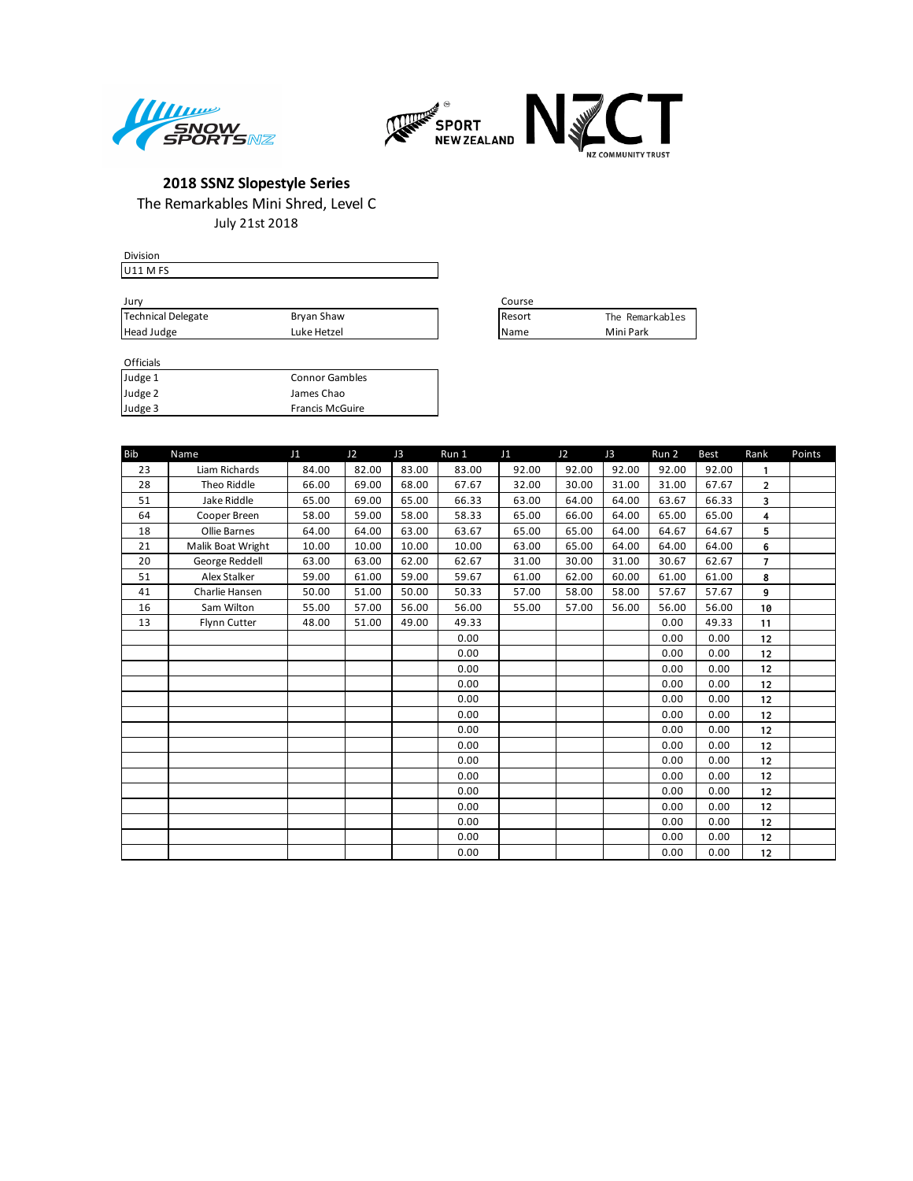**2018 SSNZ Slopestyle Series**

The Remarkables Mini Shred, Level C

July 21st 2018

| Division | |
|---|---|
| U11 M FS | |

| Jury | |
|---|---|
| Technical Delegate | Bryan Shaw |
| Head Judge | Luke Hetzel |

| Course | |
|---|---|
| Resort | The Remarkables |
| Name | Mini Park |

| Officials | |
|---|---|
| Judge 1 | Connor Gambles |
| Judge 2 | James Chao |
| Judge 3 | Francis McGuire |

| Bib | Name | J1 | J2 | J3 | Run 1 | J1 | J2 | J3 | Run 2 | Best | Rank | Points |
|---|---|---|---|---|---|---|---|---|---|---|---|---|
| 23 | Liam Richards | 84.00 | 82.00 | 83.00 | 83.00 | 92.00 | 92.00 | 92.00 | 92.00 | 92.00 | 1 | |
| 28 | Theo Riddle | 66.00 | 69.00 | 68.00 | 67.67 | 32.00 | 30.00 | 31.00 | 31.00 | 67.67 | 2 | |
| 51 | Jake Riddle | 65.00 | 69.00 | 65.00 | 66.33 | 63.00 | 64.00 | 64.00 | 63.67 | 66.33 | 3 | |
| 64 | Cooper Breen | 58.00 | 59.00 | 58.00 | 58.33 | 65.00 | 66.00 | 64.00 | 65.00 | 65.00 | 4 | |
| 18 | Ollie Barnes | 64.00 | 64.00 | 63.00 | 63.67 | 65.00 | 65.00 | 64.00 | 64.67 | 64.67 | 5 | |
| 21 | Malik Boat Wright | 10.00 | 10.00 | 10.00 | 10.00 | 63.00 | 65.00 | 64.00 | 64.00 | 64.00 | 6 | |
| 20 | George Reddell | 63.00 | 63.00 | 62.00 | 62.67 | 31.00 | 30.00 | 31.00 | 30.67 | 62.67 | 7 | |
| 51 | Alex Stalker | 59.00 | 61.00 | 59.00 | 59.67 | 61.00 | 62.00 | 60.00 | 61.00 | 61.00 | 8 | |
| 41 | Charlie Hansen | 50.00 | 51.00 | 50.00 | 50.33 | 57.00 | 58.00 | 58.00 | 57.67 | 57.67 | 9 | |
| 16 | Sam Wilton | 55.00 | 57.00 | 56.00 | 56.00 | 55.00 | 57.00 | 56.00 | 56.00 | 56.00 | 10 | |
| 13 | Flynn Cutter | 48.00 | 51.00 | 49.00 | 49.33 | | | | 0.00 | 49.33 | 11 | |
| | | | | | 0.00 | | | | 0.00 | 0.00 | 12 | |
| | | | | | 0.00 | | | | 0.00 | 0.00 | 12 | |
| | | | | | 0.00 | | | | 0.00 | 0.00 | 12 | |
| | | | | | 0.00 | | | | 0.00 | 0.00 | 12 | |
| | | | | | 0.00 | | | | 0.00 | 0.00 | 12 | |
| | | | | | 0.00 | | | | 0.00 | 0.00 | 12 | |
| | | | | | 0.00 | | | | 0.00 | 0.00 | 12 | |
| | | | | | 0.00 | | | | 0.00 | 0.00 | 12 | |
| | | | | | 0.00 | | | | 0.00 | 0.00 | 12 | |
| | | | | | 0.00 | | | | 0.00 | 0.00 | 12 | |
| | | | | | 0.00 | | | | 0.00 | 0.00 | 12 | |
| | | | | | 0.00 | | | | 0.00 | 0.00 | 12 | |
| | | | | | 0.00 | | | | 0.00 | 0.00 | 12 | |
| | | | | | 0.00 | | | | 0.00 | 0.00 | 12 | |
| | | | | | 0.00 | | | | 0.00 | 0.00 | 12 | |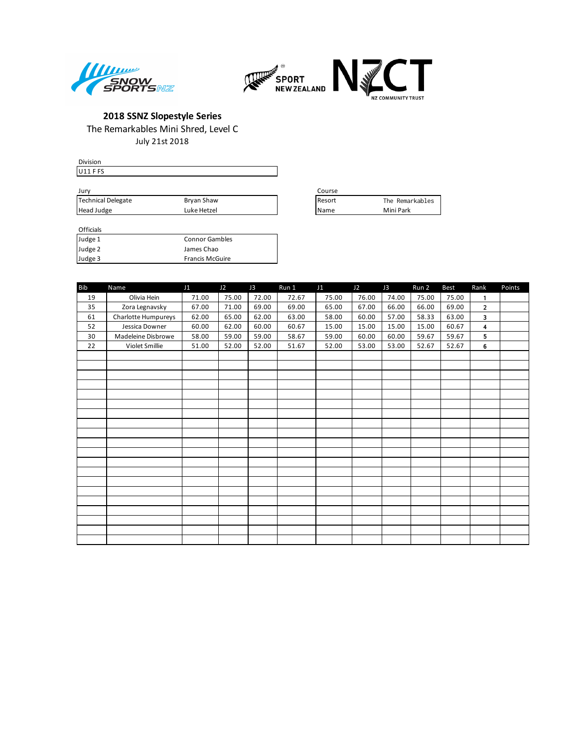## 2018 SSNZ Slopestyle Series

The Remarkables Mini Shred, Level C

July 21st 2018

Division

| U11 F FS |
|---|

Jury

| | |
|---|---|
| Technical Delegate | Bryan Shaw |
| Head Judge | Luke Hetzel |

Course

| | |
|---|---|
| Resort | The Remarkables |
| Name | Mini Park |

Officials

| | |
|---|---|
| Judge 1 | Connor Gambles |
| Judge 2 | James Chao |
| Judge 3 | Francis McGuire |

| Bib | Name | J1 | J2 | J3 | Run 1 | J1 | J2 | J3 | Run 2 | Best | Rank | Points |
|---|---|---|---|---|---|---|---|---|---|---|---|---|
| 19 | Olivia Hein | 71.00 | 75.00 | 72.00 | 72.67 | 75.00 | 76.00 | 74.00 | 75.00 | 75.00 | 1 | |
| 35 | Zora Legnavsky | 67.00 | 71.00 | 69.00 | 69.00 | 65.00 | 67.00 | 66.00 | 66.00 | 69.00 | 2 | |
| 61 | Charlotte Humpureys | 62.00 | 65.00 | 62.00 | 63.00 | 58.00 | 60.00 | 57.00 | 58.33 | 63.00 | 3 | |
| 52 | Jessica Downer | 60.00 | 62.00 | 60.00 | 60.67 | 15.00 | 15.00 | 15.00 | 15.00 | 60.67 | 4 | |
| 30 | Madeleine Disbrowe | 58.00 | 59.00 | 59.00 | 58.67 | 59.00 | 60.00 | 60.00 | 59.67 | 59.67 | 5 | |
| 22 | Violet Smillie | 51.00 | 52.00 | 52.00 | 51.67 | 52.00 | 53.00 | 53.00 | 52.67 | 52.67 | 6 | |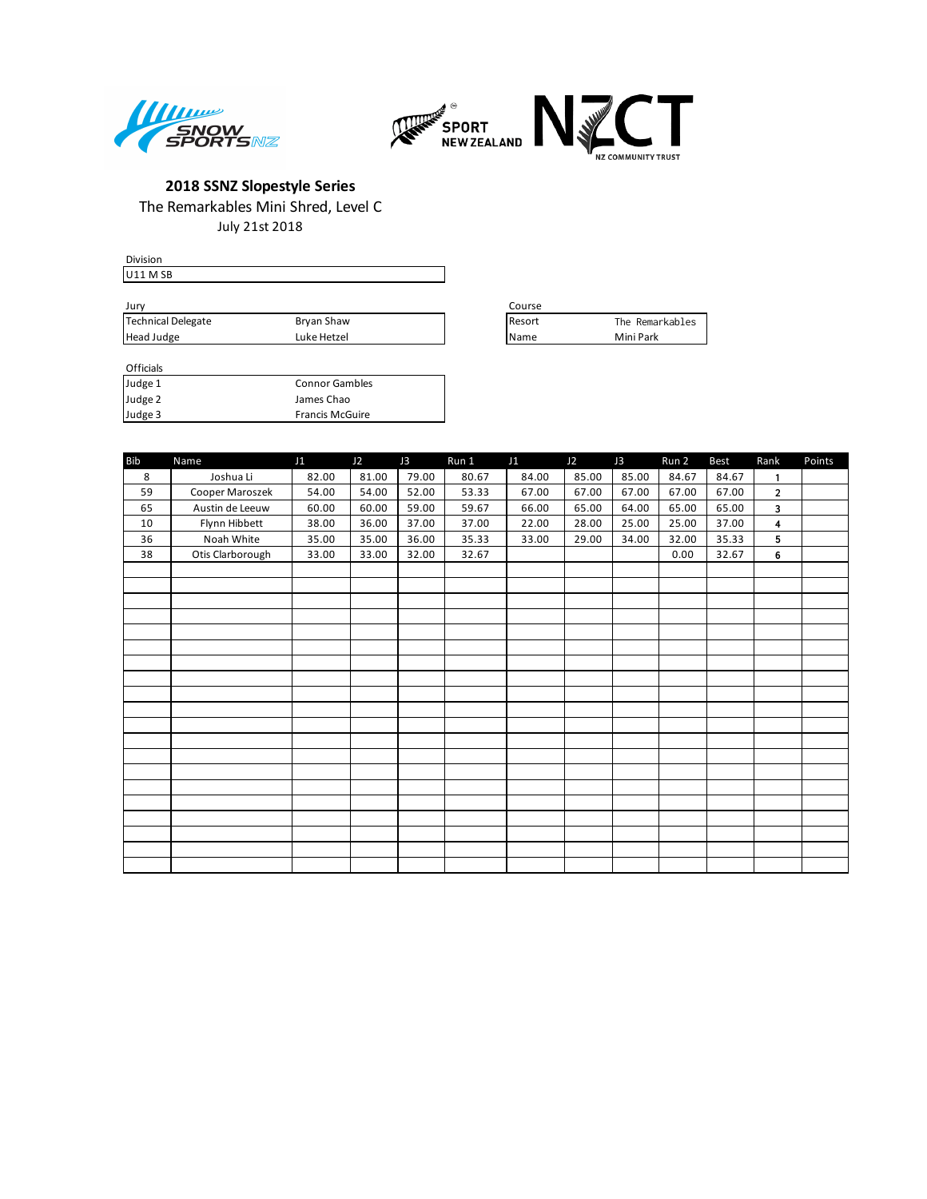**2018 SSNZ Slopestyle Series**

The Remarkables Mini Shred, Level C

July 21st 2018

| Division | |
|---|---|
| U11 M SB | |

| Jury | |
|---|---|
| Technical Delegate | Bryan Shaw |
| Head Judge | Luke Hetzel |

| Course | |
|---|---|
| Resort | The Remarkables |
| Name | Mini Park |

| Officials | |
|---|---|
| Judge 1 | Connor Gambles |
| Judge 2 | James Chao |
| Judge 3 | Francis McGuire |

| Bib | Name | J1 | J2 | J3 | Run 1 | J1 | J2 | J3 | Run 2 | Best | Rank | Points |
|---|---|---|---|---|---|---|---|---|---|---|---|---|
| 8 | Joshua Li | 82.00 | 81.00 | 79.00 | 80.67 | 84.00 | 85.00 | 85.00 | 84.67 | 84.67 | 1 | |
| 59 | Cooper Maroszek | 54.00 | 54.00 | 52.00 | 53.33 | 67.00 | 67.00 | 67.00 | 67.00 | 67.00 | 2 | |
| 65 | Austin de Leeuw | 60.00 | 60.00 | 59.00 | 59.67 | 66.00 | 65.00 | 64.00 | 65.00 | 65.00 | 3 | |
| 10 | Flynn Hibbett | 38.00 | 36.00 | 37.00 | 37.00 | 22.00 | 28.00 | 25.00 | 25.00 | 37.00 | 4 | |
| 36 | Noah White | 35.00 | 35.00 | 36.00 | 35.33 | 33.00 | 29.00 | 34.00 | 32.00 | 35.33 | 5 | |
| 38 | Otis Clarborough | 33.00 | 33.00 | 32.00 | 32.67 | | | | 0.00 | 32.67 | 6 | |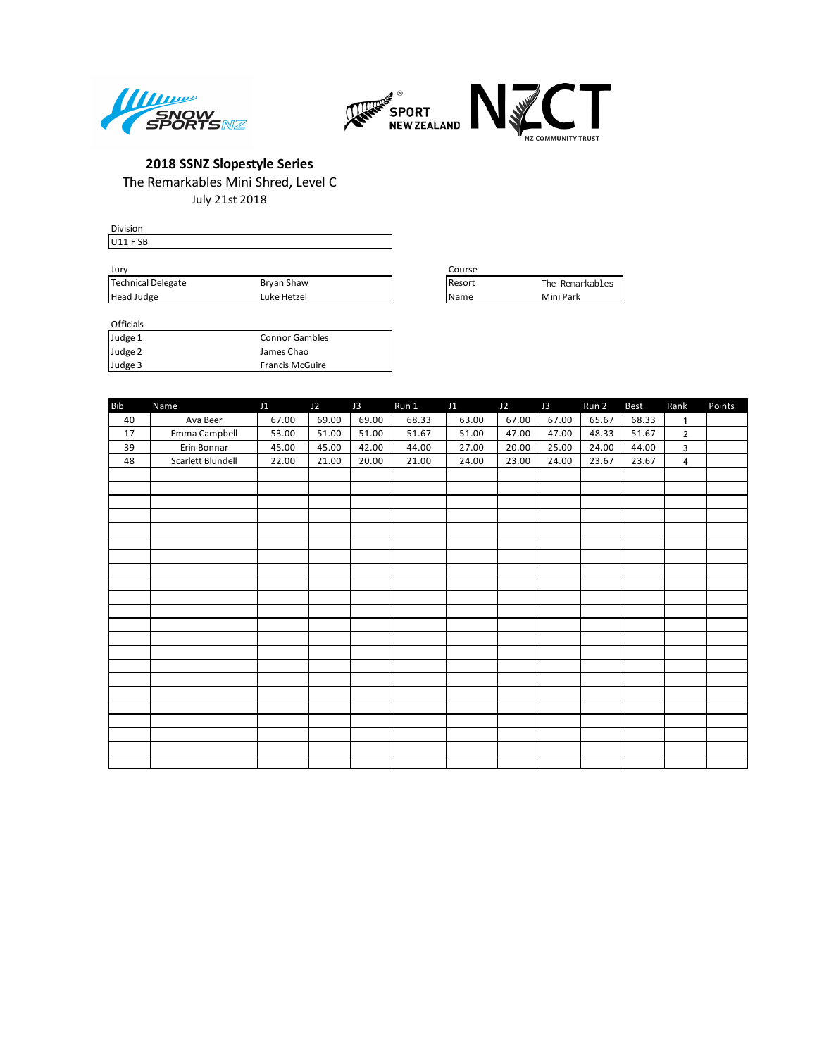## 2018 SSNZ Slopestyle Series

The Remarkables Mini Shred, Level C

July 21st 2018

| Division |
|---|
| U11 F SB |

| Jury | |
|---|---|
| Technical Delegate | Bryan Shaw |
| Head Judge | Luke Hetzel |

| Course | |
|---|---|
| Resort | The Remarkables |
| Name | Mini Park |

| Officials | |
|---|---|
| Judge 1 | Connor Gambles |
| Judge 2 | James Chao |
| Judge 3 | Francis McGuire |

| Bib | Name | J1 | J2 | J3 | Run 1 | J1 | J2 | J3 | Run 2 | Best | Rank | Points |
|---|---|---|---|---|---|---|---|---|---|---|---|---|
| 40 | Ava Beer | 67.00 | 69.00 | 69.00 | 68.33 | 63.00 | 67.00 | 67.00 | 65.67 | 68.33 | 1 | |
| 17 | Emma Campbell | 53.00 | 51.00 | 51.00 | 51.67 | 51.00 | 47.00 | 47.00 | 48.33 | 51.67 | 2 | |
| 39 | Erin Bonnar | 45.00 | 45.00 | 42.00 | 44.00 | 27.00 | 20.00 | 25.00 | 24.00 | 44.00 | 3 | |
| 48 | Scarlett Blundell | 22.00 | 21.00 | 20.00 | 21.00 | 24.00 | 23.00 | 24.00 | 23.67 | 23.67 | 4 | |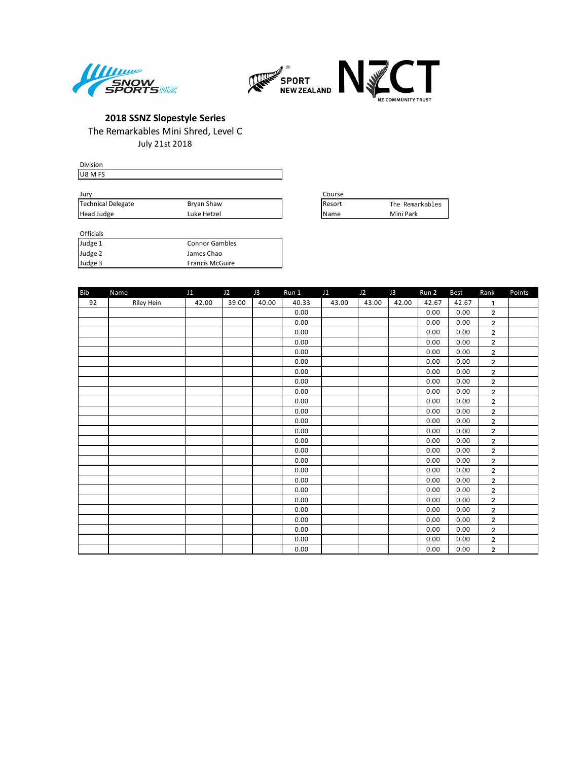**2018 SSNZ Slopestyle Series**

The Remarkables Mini Shred, Level C

July 21st 2018

| Division | |
|---|---|
| U8 M FS | |

| Jury | |
|---|---|
| Technical Delegate | Bryan Shaw |
| Head Judge | Luke Hetzel |

| Course | |
|---|---|
| Resort | The Remarkables |
| Name | Mini Park |

| Officials | |
|---|---|
| Judge 1 | Connor Gambles |
| Judge 2 | James Chao |
| Judge 3 | Francis McGuire |

| Bib | Name | J1 | J2 | J3 | Run 1 | J1 | J2 | J3 | Run 2 | Best | Rank | Points |
|---|---|---|---|---|---|---|---|---|---|---|---|---|
| 92 | Riley Hein | 42.00 | 39.00 | 40.00 | 40.33 | 43.00 | 43.00 | 42.00 | 42.67 | 42.67 | 1 | |
| | | | | | 0.00 | | | | 0.00 | 0.00 | 2 | |
| | | | | | 0.00 | | | | 0.00 | 0.00 | 2 | |
| | | | | | 0.00 | | | | 0.00 | 0.00 | 2 | |
| | | | | | 0.00 | | | | 0.00 | 0.00 | 2 | |
| | | | | | 0.00 | | | | 0.00 | 0.00 | 2 | |
| | | | | | 0.00 | | | | 0.00 | 0.00 | 2 | |
| | | | | | 0.00 | | | | 0.00 | 0.00 | 2 | |
| | | | | | 0.00 | | | | 0.00 | 0.00 | 2 | |
| | | | | | 0.00 | | | | 0.00 | 0.00 | 2 | |
| | | | | | 0.00 | | | | 0.00 | 0.00 | 2 | |
| | | | | | 0.00 | | | | 0.00 | 0.00 | 2 | |
| | | | | | 0.00 | | | | 0.00 | 0.00 | 2 | |
| | | | | | 0.00 | | | | 0.00 | 0.00 | 2 | |
| | | | | | 0.00 | | | | 0.00 | 0.00 | 2 | |
| | | | | | 0.00 | | | | 0.00 | 0.00 | 2 | |
| | | | | | 0.00 | | | | 0.00 | 0.00 | 2 | |
| | | | | | 0.00 | | | | 0.00 | 0.00 | 2 | |
| | | | | | 0.00 | | | | 0.00 | 0.00 | 2 | |
| | | | | | 0.00 | | | | 0.00 | 0.00 | 2 | |
| | | | | | 0.00 | | | | 0.00 | 0.00 | 2 | |
| | | | | | 0.00 | | | | 0.00 | 0.00 | 2 | |
| | | | | | 0.00 | | | | 0.00 | 0.00 | 2 | |
| | | | | | 0.00 | | | | 0.00 | 0.00 | 2 | |
| | | | | | 0.00 | | | | 0.00 | 0.00 | 2 | |
| | | | | | 0.00 | | | | 0.00 | 0.00 | 2 | |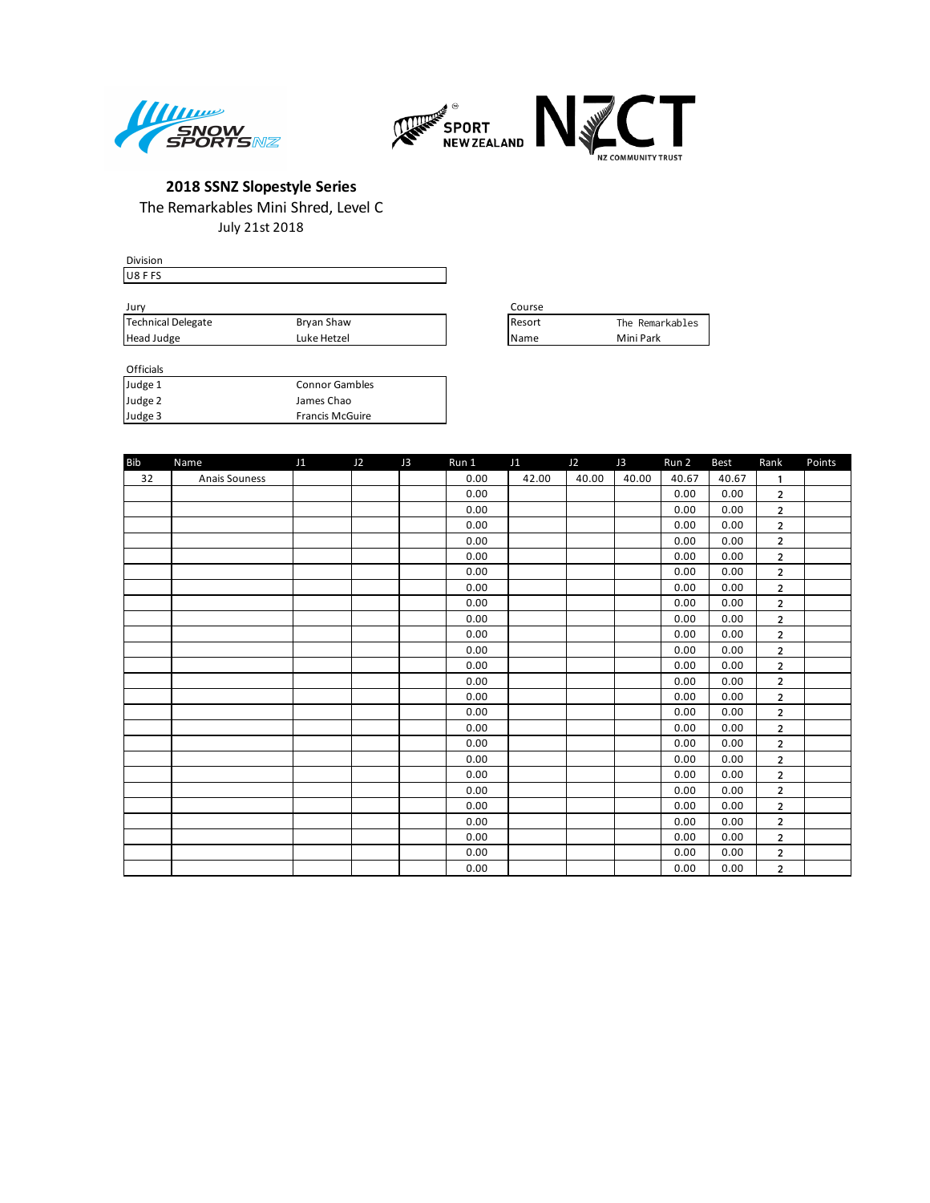## 2018 SSNZ Slopestyle Series

The Remarkables Mini Shred, Level C

July 21st 2018

| Division |
|---|
| U8 F FS |

| Jury | |
|---|---|
| Technical Delegate | Bryan Shaw |
| Head Judge | Luke Hetzel |

| Course | |
|---|---|
| Resort | The Remarkables |
| Name | Mini Park |

| Officials | |
|---|---|
| Judge 1 | Connor Gambles |
| Judge 2 | James Chao |
| Judge 3 | Francis McGuire |

| Bib | Name | J1 | J2 | J3 | Run 1 | J1 | J2 | J3 | Run 2 | Best | Rank | Points |
|---|---|---|---|---|---|---|---|---|---|---|---|---|
| 32 | Anais Souness | | | | 0.00 | 42.00 | 40.00 | 40.00 | 40.67 | 40.67 | 1 | |
| | | | | | 0.00 | | | | 0.00 | 0.00 | 2 | |
| | | | | | 0.00 | | | | 0.00 | 0.00 | 2 | |
| | | | | | 0.00 | | | | 0.00 | 0.00 | 2 | |
| | | | | | 0.00 | | | | 0.00 | 0.00 | 2 | |
| | | | | | 0.00 | | | | 0.00 | 0.00 | 2 | |
| | | | | | 0.00 | | | | 0.00 | 0.00 | 2 | |
| | | | | | 0.00 | | | | 0.00 | 0.00 | 2 | |
| | | | | | 0.00 | | | | 0.00 | 0.00 | 2 | |
| | | | | | 0.00 | | | | 0.00 | 0.00 | 2 | |
| | | | | | 0.00 | | | | 0.00 | 0.00 | 2 | |
| | | | | | 0.00 | | | | 0.00 | 0.00 | 2 | |
| | | | | | 0.00 | | | | 0.00 | 0.00 | 2 | |
| | | | | | 0.00 | | | | 0.00 | 0.00 | 2 | |
| | | | | | 0.00 | | | | 0.00 | 0.00 | 2 | |
| | | | | | 0.00 | | | | 0.00 | 0.00 | 2 | |
| | | | | | 0.00 | | | | 0.00 | 0.00 | 2 | |
| | | | | | 0.00 | | | | 0.00 | 0.00 | 2 | |
| | | | | | 0.00 | | | | 0.00 | 0.00 | 2 | |
| | | | | | 0.00 | | | | 0.00 | 0.00 | 2 | |
| | | | | | 0.00 | | | | 0.00 | 0.00 | 2 | |
| | | | | | 0.00 | | | | 0.00 | 0.00 | 2 | |
| | | | | | 0.00 | | | | 0.00 | 0.00 | 2 | |
| | | | | | 0.00 | | | | 0.00 | 0.00 | 2 | |
| | | | | | 0.00 | | | | 0.00 | 0.00 | 2 | |
| | | | | | 0.00 | | | | 0.00 | 0.00 | 2 | |